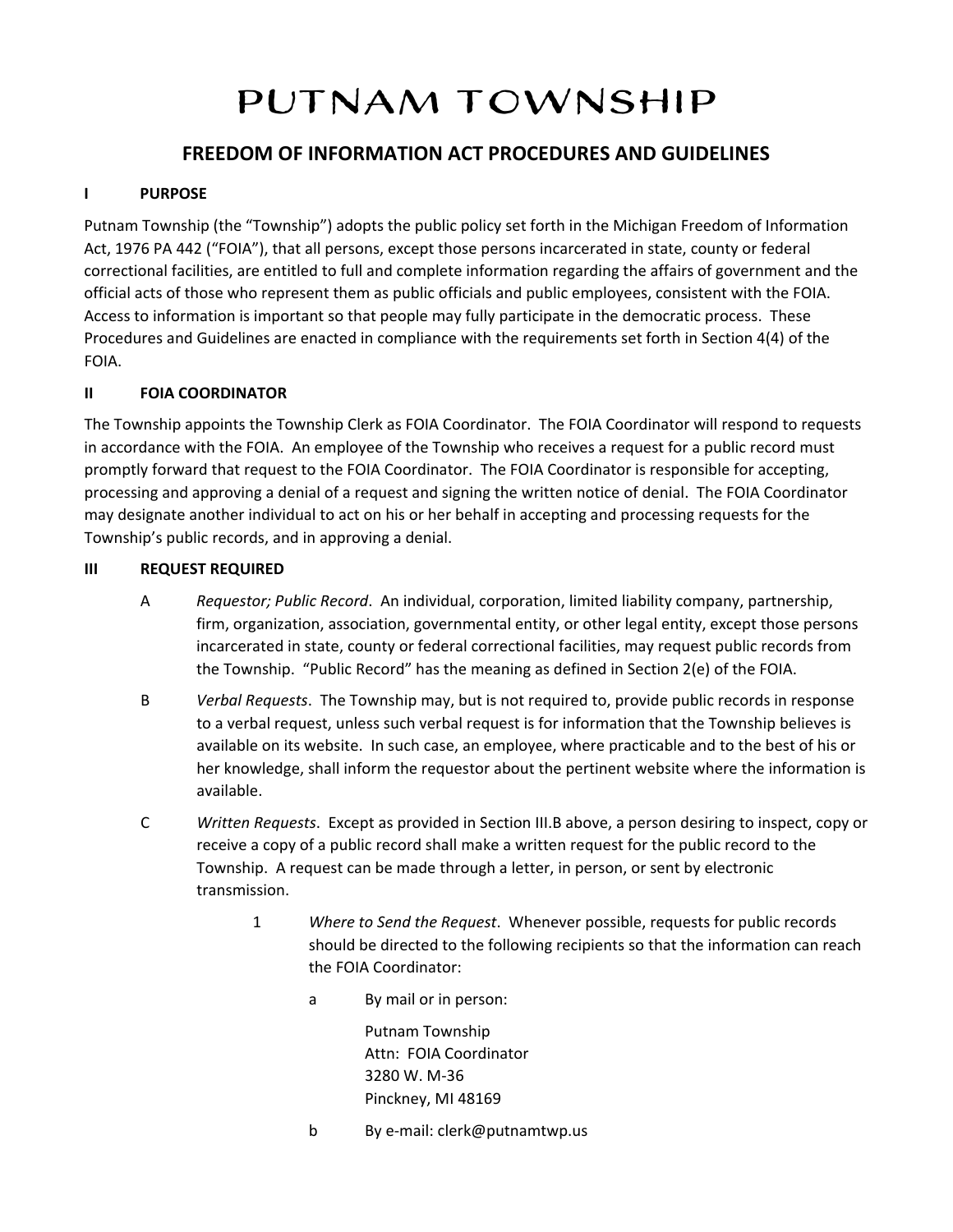# PUTNAM TOWNSHIP

## FREEDOM OF INFORMATION ACT PROCEDURES AND GUIDELINES

### I PURPOSE

Putnam Township (the "Township") adopts the public policy set forth in the Michigan Freedom of Information Act, 1976 PA 442 ("FOIA"), that all persons, except those persons incarcerated in state, county or federal correctional facilities, are entitled to full and complete information regarding the affairs of government and the official acts of those who represent them as public officials and public employees, consistent with the FOIA. Access to information is important so that people may fully participate in the democratic process. These Procedures and Guidelines are enacted in compliance with the requirements set forth in Section 4(4) of the FOIA.

### II FOIA COORDINATOR

The Township appoints the Township Clerk as FOIA Coordinator. The FOIA Coordinator will respond to requests in accordance with the FOIA. An employee of the Township who receives a request for a public record must promptly forward that request to the FOIA Coordinator. The FOIA Coordinator is responsible for accepting, processing and approving a denial of a request and signing the written notice of denial. The FOIA Coordinator may designate another individual to act on his or her behalf in accepting and processing requests for the Township's public records, and in approving a denial.

### III REQUEST REQUIRED

A *Requestor; Public Record*. An individual, corporation, limited liability company, partnership, firm, organization, association, governmental entity, or other legal entity, except those persons incarcerated in state, county or federal correctional facilities, may request public records from the Township. "Public Record" has the meaning as defined in Section 2(e) of the FOIA.

B *Verbal Requests*. The Township may, but is not required to, provide public records in response to a verbal request, unless such verbal request is for information that the Township believes is available on its website. In such case, an employee, where practicable and to the best of his or her knowledge, shall inform the requestor about the pertinent website where the information is available.

C *Written Requests*. Except as provided in Section III.B above, a person desiring to inspect, copy or receive a copy of a public record shall make a written request for the public record to the Township. A request can be made through a letter, in person, or sent by electronic transmission.

1 *Where to Send the Request*. Whenever possible, requests for public records should be directed to the following recipients so that the information can reach the FOIA Coordinator:

a By mail or in person:

Putnam Township
Attn: FOIA Coordinator
3280 W. M-36
Pinckney, MI 48169

b By e-mail: clerk@putnamtwp.us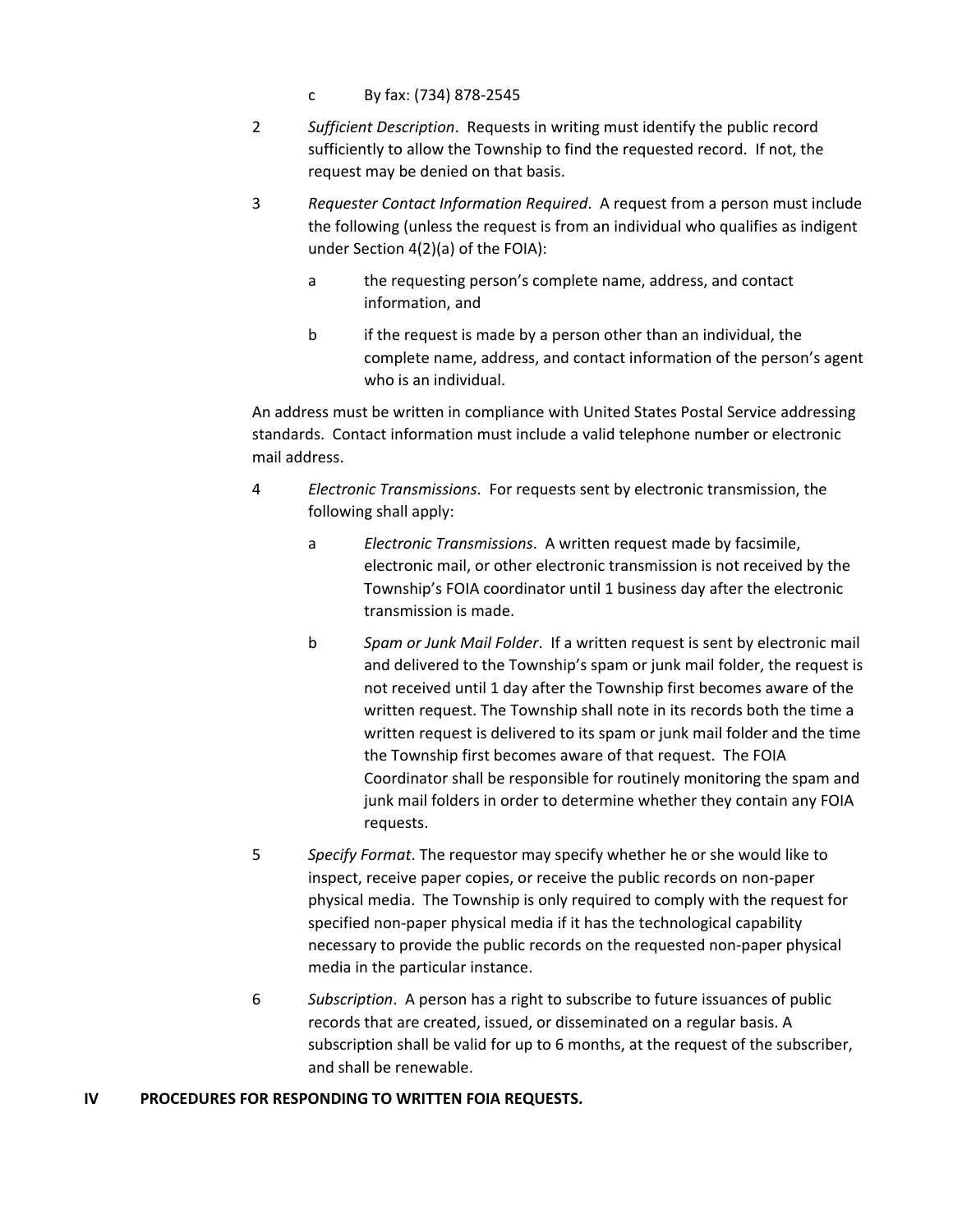c By fax: (734) 878-2545

2 *Sufficient Description*. Requests in writing must identify the public record sufficiently to allow the Township to find the requested record. If not, the request may be denied on that basis.

3 *Requester Contact Information Required*. A request from a person must include the following (unless the request is from an individual who qualifies as indigent under Section 4(2)(a) of the FOIA):

a the requesting person's complete name, address, and contact information, and

b if the request is made by a person other than an individual, the complete name, address, and contact information of the person's agent who is an individual.

An address must be written in compliance with United States Postal Service addressing standards. Contact information must include a valid telephone number or electronic mail address.

4 *Electronic Transmissions*. For requests sent by electronic transmission, the following shall apply:

a *Electronic Transmissions*. A written request made by facsimile, electronic mail, or other electronic transmission is not received by the Township's FOIA coordinator until 1 business day after the electronic transmission is made.

b *Spam or Junk Mail Folder*. If a written request is sent by electronic mail and delivered to the Township's spam or junk mail folder, the request is not received until 1 day after the Township first becomes aware of the written request. The Township shall note in its records both the time a written request is delivered to its spam or junk mail folder and the time the Township first becomes aware of that request. The FOIA Coordinator shall be responsible for routinely monitoring the spam and junk mail folders in order to determine whether they contain any FOIA requests.

5 *Specify Format*. The requestor may specify whether he or she would like to inspect, receive paper copies, or receive the public records on non-paper physical media. The Township is only required to comply with the request for specified non-paper physical media if it has the technological capability necessary to provide the public records on the requested non-paper physical media in the particular instance.

6 *Subscription*. A person has a right to subscribe to future issuances of public records that are created, issued, or disseminated on a regular basis. A subscription shall be valid for up to 6 months, at the request of the subscriber, and shall be renewable.

## IV PROCEDURES FOR RESPONDING TO WRITTEN FOIA REQUESTS.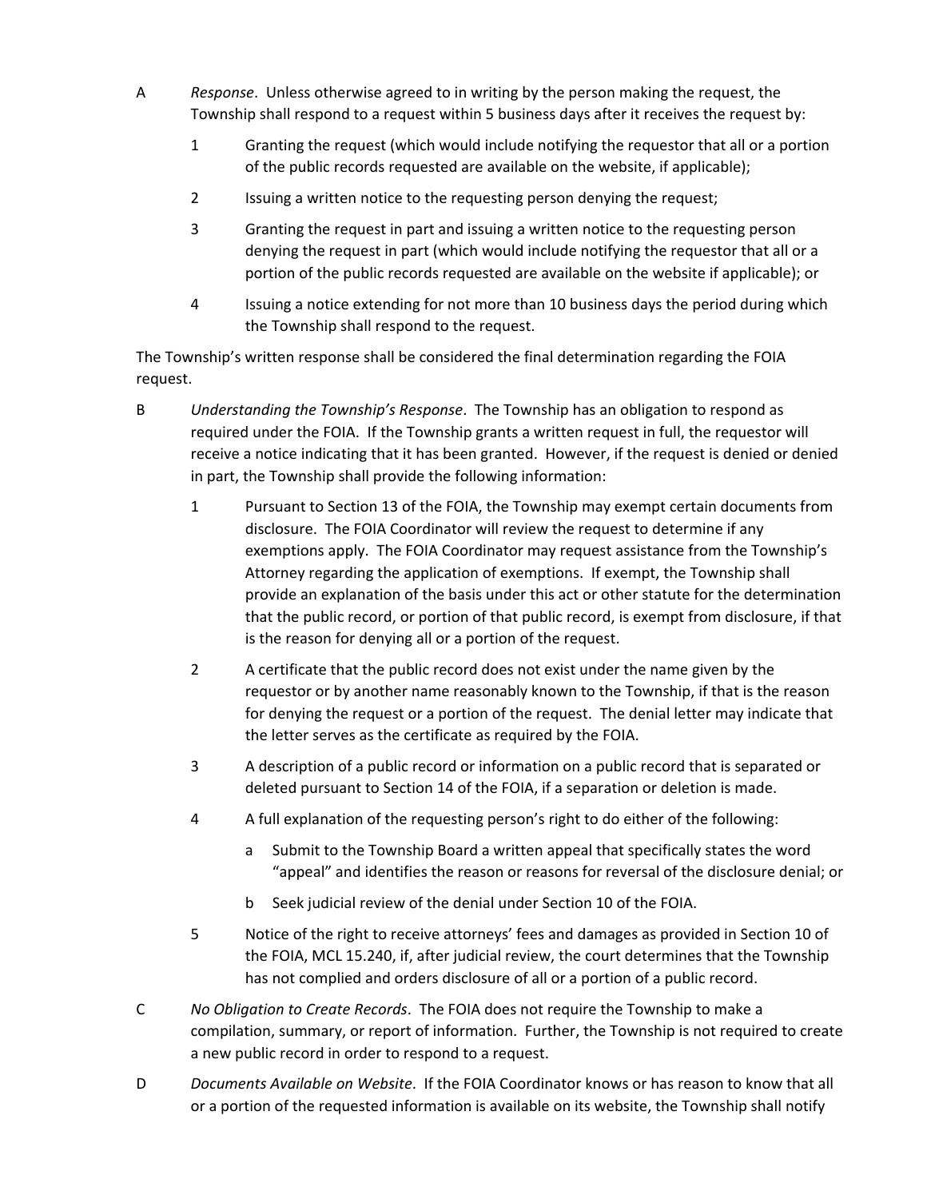A *Response*. Unless otherwise agreed to in writing by the person making the request, the Township shall respond to a request within 5 business days after it receives the request by:

1 Granting the request (which would include notifying the requestor that all or a portion of the public records requested are available on the website, if applicable);

2 Issuing a written notice to the requesting person denying the request;

3 Granting the request in part and issuing a written notice to the requesting person denying the request in part (which would include notifying the requestor that all or a portion of the public records requested are available on the website if applicable); or

4 Issuing a notice extending for not more than 10 business days the period during which the Township shall respond to the request.

The Township's written response shall be considered the final determination regarding the FOIA request.

B *Understanding the Township's Response*. The Township has an obligation to respond as required under the FOIA. If the Township grants a written request in full, the requestor will receive a notice indicating that it has been granted. However, if the request is denied or denied in part, the Township shall provide the following information:

1 Pursuant to Section 13 of the FOIA, the Township may exempt certain documents from disclosure. The FOIA Coordinator will review the request to determine if any exemptions apply. The FOIA Coordinator may request assistance from the Township's Attorney regarding the application of exemptions. If exempt, the Township shall provide an explanation of the basis under this act or other statute for the determination that the public record, or portion of that public record, is exempt from disclosure, if that is the reason for denying all or a portion of the request.

2 A certificate that the public record does not exist under the name given by the requestor or by another name reasonably known to the Township, if that is the reason for denying the request or a portion of the request. The denial letter may indicate that the letter serves as the certificate as required by the FOIA.

3 A description of a public record or information on a public record that is separated or deleted pursuant to Section 14 of the FOIA, if a separation or deletion is made.

4 A full explanation of the requesting person's right to do either of the following:

a Submit to the Township Board a written appeal that specifically states the word "appeal" and identifies the reason or reasons for reversal of the disclosure denial; or

b Seek judicial review of the denial under Section 10 of the FOIA.

5 Notice of the right to receive attorneys' fees and damages as provided in Section 10 of the FOIA, MCL 15.240, if, after judicial review, the court determines that the Township has not complied and orders disclosure of all or a portion of a public record.

C *No Obligation to Create Records*. The FOIA does not require the Township to make a compilation, summary, or report of information. Further, the Township is not required to create a new public record in order to respond to a request.

D *Documents Available on Website*. If the FOIA Coordinator knows or has reason to know that all or a portion of the requested information is available on its website, the Township shall notify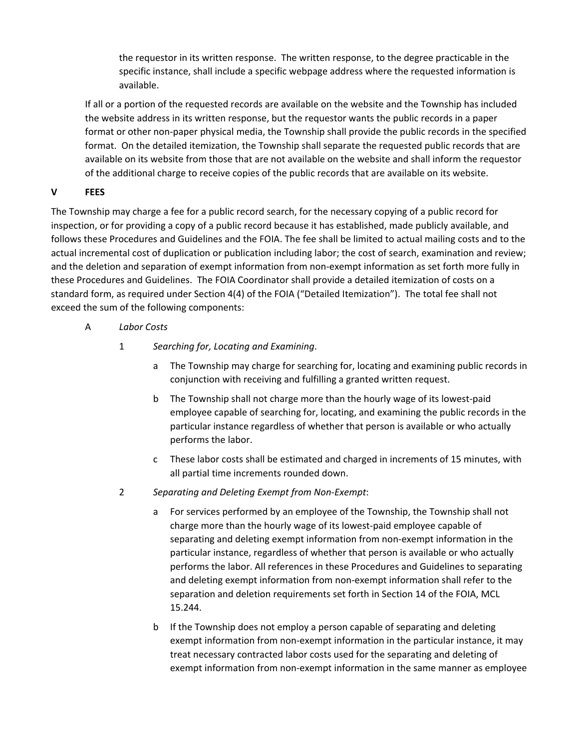the requestor in its written response. The written response, to the degree practicable in the specific instance, shall include a specific webpage address where the requested information is available.

If all or a portion of the requested records are available on the website and the Township has included the website address in its written response, but the requestor wants the public records in a paper format or other non-paper physical media, the Township shall provide the public records in the specified format. On the detailed itemization, the Township shall separate the requested public records that are available on its website from those that are not available on the website and shall inform the requestor of the additional charge to receive copies of the public records that are available on its website.

## V FEES

The Township may charge a fee for a public record search, for the necessary copying of a public record for inspection, or for providing a copy of a public record because it has established, made publicly available, and follows these Procedures and Guidelines and the FOIA. The fee shall be limited to actual mailing costs and to the actual incremental cost of duplication or publication including labor; the cost of search, examination and review; and the deletion and separation of exempt information from non-exempt information as set forth more fully in these Procedures and Guidelines. The FOIA Coordinator shall provide a detailed itemization of costs on a standard form, as required under Section 4(4) of the FOIA ("Detailed Itemization"). The total fee shall not exceed the sum of the following components:

A *Labor Costs*

1 *Searching for, Locating and Examining*.

a The Township may charge for searching for, locating and examining public records in conjunction with receiving and fulfilling a granted written request.

b The Township shall not charge more than the hourly wage of its lowest-paid employee capable of searching for, locating, and examining the public records in the particular instance regardless of whether that person is available or who actually performs the labor.

c These labor costs shall be estimated and charged in increments of 15 minutes, with all partial time increments rounded down.

2 *Separating and Deleting Exempt from Non-Exempt*:

a For services performed by an employee of the Township, the Township shall not charge more than the hourly wage of its lowest-paid employee capable of separating and deleting exempt information from non-exempt information in the particular instance, regardless of whether that person is available or who actually performs the labor. All references in these Procedures and Guidelines to separating and deleting exempt information from non-exempt information shall refer to the separation and deletion requirements set forth in Section 14 of the FOIA, MCL 15.244.

b If the Township does not employ a person capable of separating and deleting exempt information from non-exempt information in the particular instance, it may treat necessary contracted labor costs used for the separating and deleting of exempt information from non-exempt information in the same manner as employee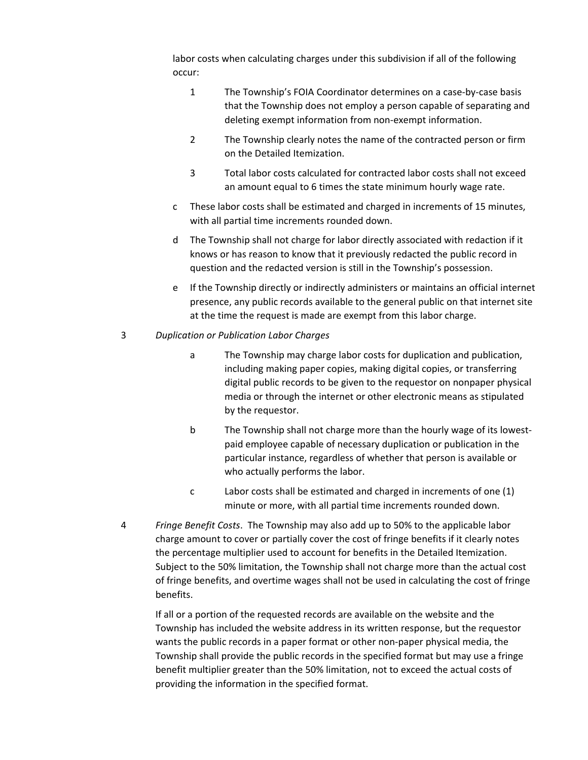labor costs when calculating charges under this subdivision if all of the following occur:

1. The Township's FOIA Coordinator determines on a case-by-case basis that the Township does not employ a person capable of separating and deleting exempt information from non-exempt information.
2. The Township clearly notes the name of the contracted person or firm on the Detailed Itemization.
3. Total labor costs calculated for contracted labor costs shall not exceed an amount equal to 6 times the state minimum hourly wage rate.

c These labor costs shall be estimated and charged in increments of 15 minutes, with all partial time increments rounded down.

d The Township shall not charge for labor directly associated with redaction if it knows or has reason to know that it previously redacted the public record in question and the redacted version is still in the Township's possession.

e If the Township directly or indirectly administers or maintains an official internet presence, any public records available to the general public on that internet site at the time the request is made are exempt from this labor charge.

3 *Duplication or Publication Labor Charges*

a The Township may charge labor costs for duplication and publication, including making paper copies, making digital copies, or transferring digital public records to be given to the requestor on nonpaper physical media or through the internet or other electronic means as stipulated by the requestor.

b The Township shall not charge more than the hourly wage of its lowest-paid employee capable of necessary duplication or publication in the particular instance, regardless of whether that person is available or who actually performs the labor.

c Labor costs shall be estimated and charged in increments of one (1) minute or more, with all partial time increments rounded down.

4 *Fringe Benefit Costs*. The Township may also add up to 50% to the applicable labor charge amount to cover or partially cover the cost of fringe benefits if it clearly notes the percentage multiplier used to account for benefits in the Detailed Itemization. Subject to the 50% limitation, the Township shall not charge more than the actual cost of fringe benefits, and overtime wages shall not be used in calculating the cost of fringe benefits.

If all or a portion of the requested records are available on the website and the Township has included the website address in its written response, but the requestor wants the public records in a paper format or other non-paper physical media, the Township shall provide the public records in the specified format but may use a fringe benefit multiplier greater than the 50% limitation, not to exceed the actual costs of providing the information in the specified format.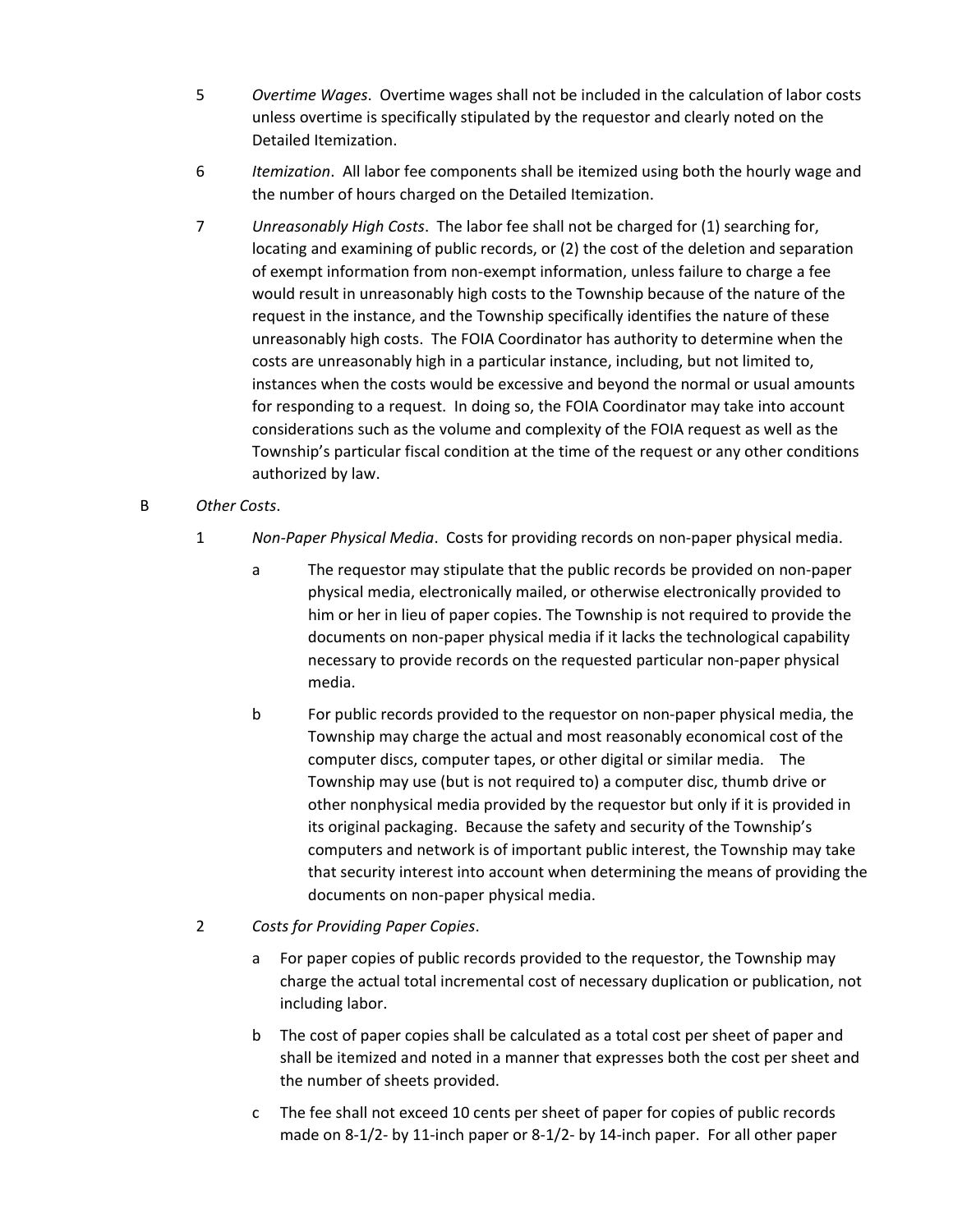5 *Overtime Wages*. Overtime wages shall not be included in the calculation of labor costs unless overtime is specifically stipulated by the requestor and clearly noted on the Detailed Itemization.

6 *Itemization*. All labor fee components shall be itemized using both the hourly wage and the number of hours charged on the Detailed Itemization.

7 *Unreasonably High Costs*. The labor fee shall not be charged for (1) searching for, locating and examining of public records, or (2) the cost of the deletion and separation of exempt information from non-exempt information, unless failure to charge a fee would result in unreasonably high costs to the Township because of the nature of the request in the instance, and the Township specifically identifies the nature of these unreasonably high costs. The FOIA Coordinator has authority to determine when the costs are unreasonably high in a particular instance, including, but not limited to, instances when the costs would be excessive and beyond the normal or usual amounts for responding to a request. In doing so, the FOIA Coordinator may take into account considerations such as the volume and complexity of the FOIA request as well as the Township's particular fiscal condition at the time of the request or any other conditions authorized by law.

B *Other Costs*.

1 *Non-Paper Physical Media*. Costs for providing records on non-paper physical media.

a The requestor may stipulate that the public records be provided on non-paper physical media, electronically mailed, or otherwise electronically provided to him or her in lieu of paper copies. The Township is not required to provide the documents on non-paper physical media if it lacks the technological capability necessary to provide records on the requested particular non-paper physical media.

b For public records provided to the requestor on non-paper physical media, the Township may charge the actual and most reasonably economical cost of the computer discs, computer tapes, or other digital or similar media. The Township may use (but is not required to) a computer disc, thumb drive or other nonphysical media provided by the requestor but only if it is provided in its original packaging. Because the safety and security of the Township's computers and network is of important public interest, the Township may take that security interest into account when determining the means of providing the documents on non-paper physical media.

2 *Costs for Providing Paper Copies*.

a For paper copies of public records provided to the requestor, the Township may charge the actual total incremental cost of necessary duplication or publication, not including labor.

b The cost of paper copies shall be calculated as a total cost per sheet of paper and shall be itemized and noted in a manner that expresses both the cost per sheet and the number of sheets provided.

c The fee shall not exceed 10 cents per sheet of paper for copies of public records made on 8-1/2- by 11-inch paper or 8-1/2- by 14-inch paper. For all other paper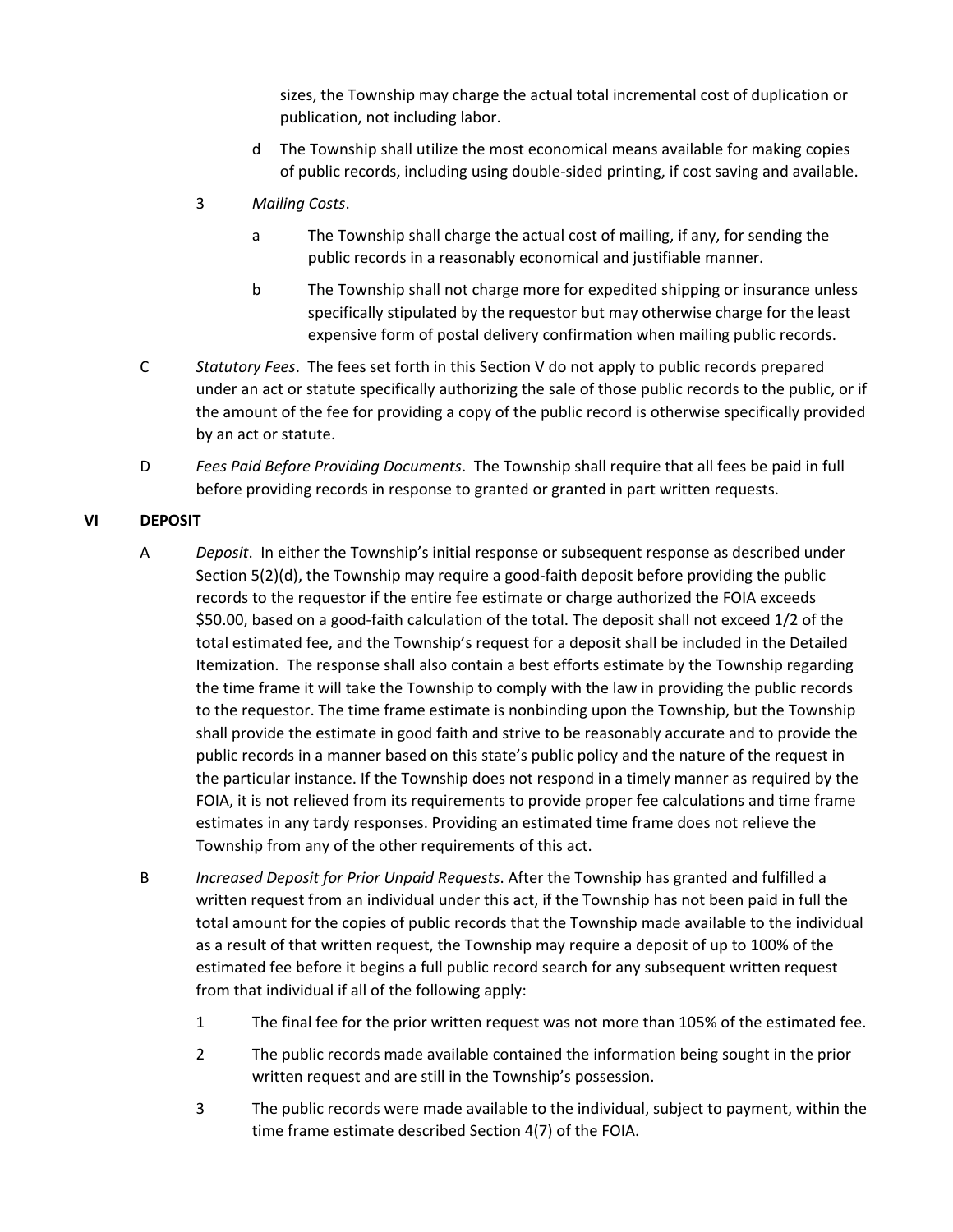sizes, the Township may charge the actual total incremental cost of duplication or publication, not including labor.

d The Township shall utilize the most economical means available for making copies of public records, including using double-sided printing, if cost saving and available.

3 *Mailing Costs*.

a The Township shall charge the actual cost of mailing, if any, for sending the public records in a reasonably economical and justifiable manner.

b The Township shall not charge more for expedited shipping or insurance unless specifically stipulated by the requestor but may otherwise charge for the least expensive form of postal delivery confirmation when mailing public records.

C *Statutory Fees*. The fees set forth in this Section V do not apply to public records prepared under an act or statute specifically authorizing the sale of those public records to the public, or if the amount of the fee for providing a copy of the public record is otherwise specifically provided by an act or statute.

D *Fees Paid Before Providing Documents*. The Township shall require that all fees be paid in full before providing records in response to granted or granted in part written requests.

## VI DEPOSIT

A *Deposit*. In either the Township's initial response or subsequent response as described under Section 5(2)(d), the Township may require a good-faith deposit before providing the public records to the requestor if the entire fee estimate or charge authorized the FOIA exceeds $50.00, based on a good-faith calculation of the total. The deposit shall not exceed 1/2 of the total estimated fee, and the Township's request for a deposit shall be included in the Detailed Itemization. The response shall also contain a best efforts estimate by the Township regarding the time frame it will take the Township to comply with the law in providing the public records to the requestor. The time frame estimate is nonbinding upon the Township, but the Township shall provide the estimate in good faith and strive to be reasonably accurate and to provide the public records in a manner based on this state's public policy and the nature of the request in the particular instance. If the Township does not respond in a timely manner as required by the FOIA, it is not relieved from its requirements to provide proper fee calculations and time frame estimates in any tardy responses. Providing an estimated time frame does not relieve the Township from any of the other requirements of this act.

B *Increased Deposit for Prior Unpaid Requests*. After the Township has granted and fulfilled a written request from an individual under this act, if the Township has not been paid in full the total amount for the copies of public records that the Township made available to the individual as a result of that written request, the Township may require a deposit of up to 100% of the estimated fee before it begins a full public record search for any subsequent written request from that individual if all of the following apply:

1 The final fee for the prior written request was not more than 105% of the estimated fee.

2 The public records made available contained the information being sought in the prior written request and are still in the Township's possession.

3 The public records were made available to the individual, subject to payment, within the time frame estimate described Section 4(7) of the FOIA.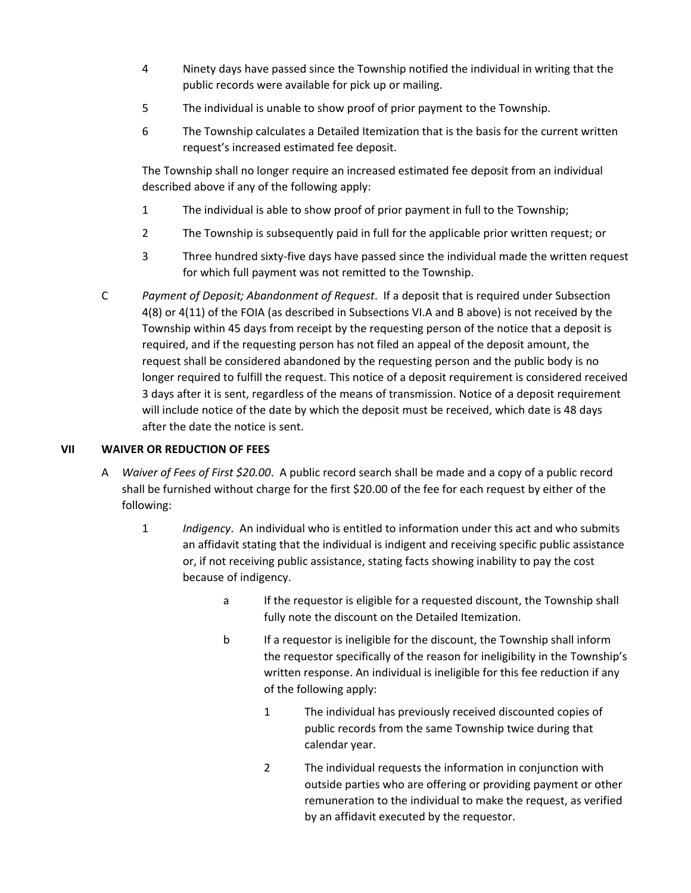4 Ninety days have passed since the Township notified the individual in writing that the public records were available for pick up or mailing.

5 The individual is unable to show proof of prior payment to the Township.

6 The Township calculates a Detailed Itemization that is the basis for the current written request's increased estimated fee deposit.

The Township shall no longer require an increased estimated fee deposit from an individual described above if any of the following apply:

1 The individual is able to show proof of prior payment in full to the Township;

2 The Township is subsequently paid in full for the applicable prior written request; or

3 Three hundred sixty-five days have passed since the individual made the written request for which full payment was not remitted to the Township.

C *Payment of Deposit; Abandonment of Request*. If a deposit that is required under Subsection 4(8) or 4(11) of the FOIA (as described in Subsections VI.A and B above) is not received by the Township within 45 days from receipt by the requesting person of the notice that a deposit is required, and if the requesting person has not filed an appeal of the deposit amount, the request shall be considered abandoned by the requesting person and the public body is no longer required to fulfill the request. This notice of a deposit requirement is considered received 3 days after it is sent, regardless of the means of transmission. Notice of a deposit requirement will include notice of the date by which the deposit must be received, which date is 48 days after the date the notice is sent.

## VII WAIVER OR REDUCTION OF FEES

A *Waiver of Fees of First $20.00*. A public record search shall be made and a copy of a public record shall be furnished without charge for the first $20.00 of the fee for each request by either of the following:

1 *Indigency*. An individual who is entitled to information under this act and who submits an affidavit stating that the individual is indigent and receiving specific public assistance or, if not receiving public assistance, stating facts showing inability to pay the cost because of indigency.

a If the requestor is eligible for a requested discount, the Township shall fully note the discount on the Detailed Itemization.

b If a requestor is ineligible for the discount, the Township shall inform the requestor specifically of the reason for ineligibility in the Township's written response. An individual is ineligible for this fee reduction if any of the following apply:

1 The individual has previously received discounted copies of public records from the same Township twice during that calendar year.

2 The individual requests the information in conjunction with outside parties who are offering or providing payment or other remuneration to the individual to make the request, as verified by an affidavit executed by the requestor.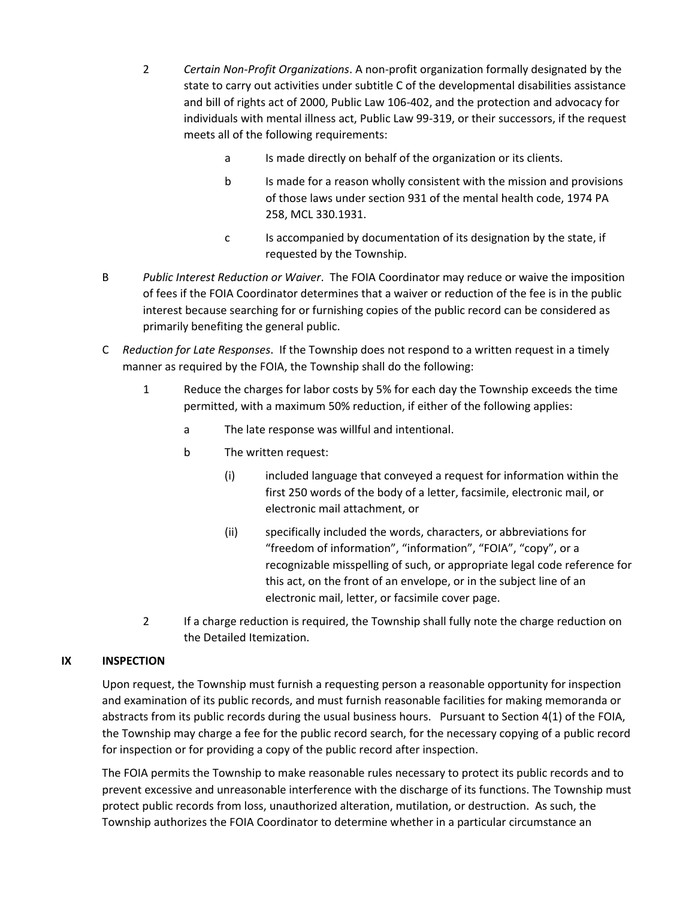2 *Certain Non-Profit Organizations*. A non-profit organization formally designated by the state to carry out activities under subtitle C of the developmental disabilities assistance and bill of rights act of 2000, Public Law 106-402, and the protection and advocacy for individuals with mental illness act, Public Law 99-319, or their successors, if the request meets all of the following requirements:

a Is made directly on behalf of the organization or its clients.

b Is made for a reason wholly consistent with the mission and provisions of those laws under section 931 of the mental health code, 1974 PA 258, MCL 330.1931.

c Is accompanied by documentation of its designation by the state, if requested by the Township.

B *Public Interest Reduction or Waiver*. The FOIA Coordinator may reduce or waive the imposition of fees if the FOIA Coordinator determines that a waiver or reduction of the fee is in the public interest because searching for or furnishing copies of the public record can be considered as primarily benefiting the general public.

C *Reduction for Late Responses*. If the Township does not respond to a written request in a timely manner as required by the FOIA, the Township shall do the following:

1 Reduce the charges for labor costs by 5% for each day the Township exceeds the time permitted, with a maximum 50% reduction, if either of the following applies:

a The late response was willful and intentional.

b The written request:

(i) included language that conveyed a request for information within the first 250 words of the body of a letter, facsimile, electronic mail, or electronic mail attachment, or

(ii) specifically included the words, characters, or abbreviations for "freedom of information", "information", "FOIA", "copy", or a recognizable misspelling of such, or appropriate legal code reference for this act, on the front of an envelope, or in the subject line of an electronic mail, letter, or facsimile cover page.

2 If a charge reduction is required, the Township shall fully note the charge reduction on the Detailed Itemization.

## IX INSPECTION

Upon request, the Township must furnish a requesting person a reasonable opportunity for inspection and examination of its public records, and must furnish reasonable facilities for making memoranda or abstracts from its public records during the usual business hours. Pursuant to Section 4(1) of the FOIA, the Township may charge a fee for the public record search, for the necessary copying of a public record for inspection or for providing a copy of the public record after inspection.

The FOIA permits the Township to make reasonable rules necessary to protect its public records and to prevent excessive and unreasonable interference with the discharge of its functions. The Township must protect public records from loss, unauthorized alteration, mutilation, or destruction. As such, the Township authorizes the FOIA Coordinator to determine whether in a particular circumstance an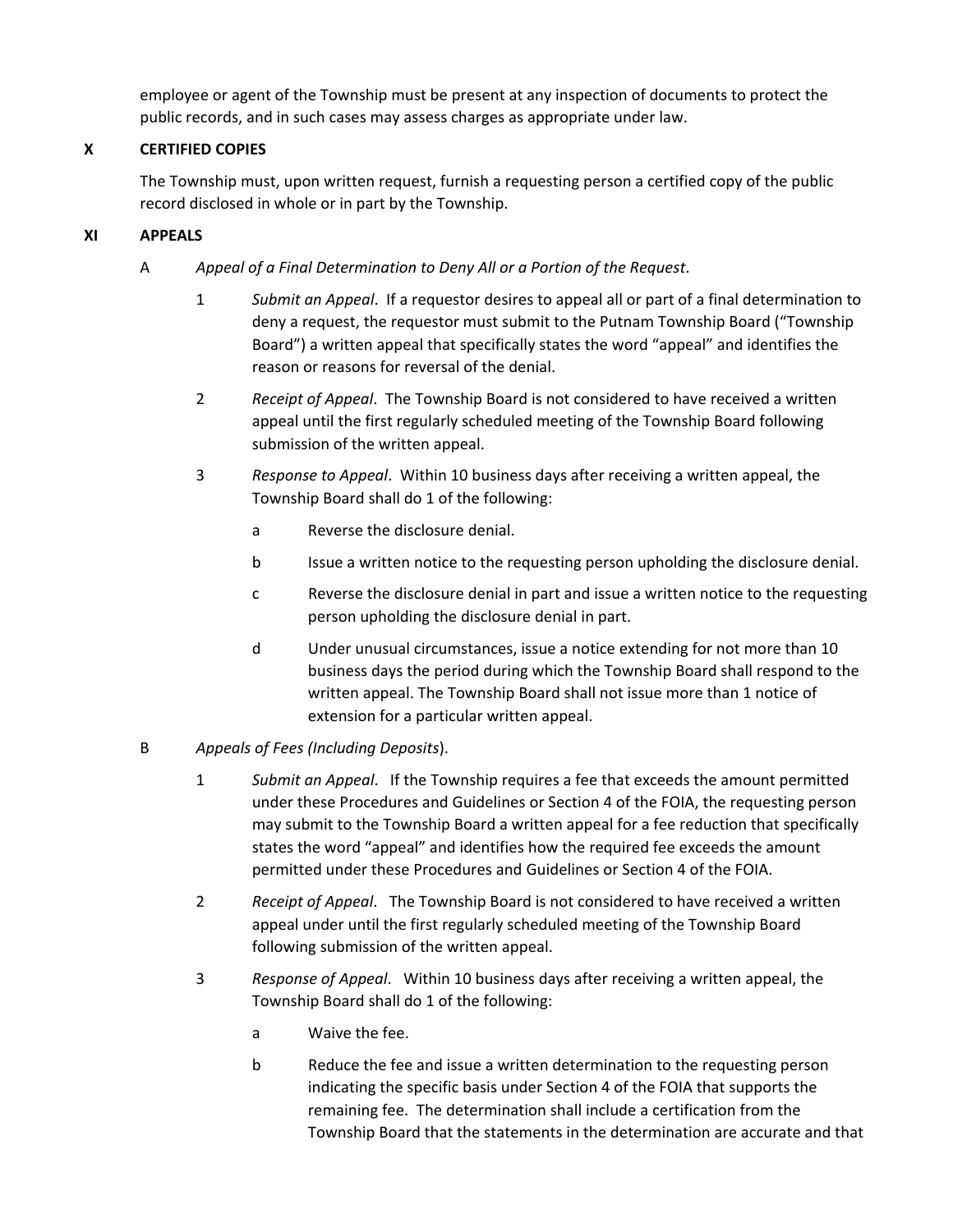employee or agent of the Township must be present at any inspection of documents to protect the public records, and in such cases may assess charges as appropriate under law.

## X CERTIFIED COPIES

The Township must, upon written request, furnish a requesting person a certified copy of the public record disclosed in whole or in part by the Township.

## XI APPEALS

A *Appeal of a Final Determination to Deny All or a Portion of the Request*.

1 *Submit an Appeal*. If a requestor desires to appeal all or part of a final determination to deny a request, the requestor must submit to the Putnam Township Board ("Township Board") a written appeal that specifically states the word "appeal" and identifies the reason or reasons for reversal of the denial.

2 *Receipt of Appeal*. The Township Board is not considered to have received a written appeal until the first regularly scheduled meeting of the Township Board following submission of the written appeal.

3 *Response to Appeal*. Within 10 business days after receiving a written appeal, the Township Board shall do 1 of the following:

a Reverse the disclosure denial.

b Issue a written notice to the requesting person upholding the disclosure denial.

c Reverse the disclosure denial in part and issue a written notice to the requesting person upholding the disclosure denial in part.

d Under unusual circumstances, issue a notice extending for not more than 10 business days the period during which the Township Board shall respond to the written appeal. The Township Board shall not issue more than 1 notice of extension for a particular written appeal.

B *Appeals of Fees (Including Deposits)*.

1 *Submit an Appeal*. If the Township requires a fee that exceeds the amount permitted under these Procedures and Guidelines or Section 4 of the FOIA, the requesting person may submit to the Township Board a written appeal for a fee reduction that specifically states the word "appeal" and identifies how the required fee exceeds the amount permitted under these Procedures and Guidelines or Section 4 of the FOIA.

2 *Receipt of Appeal*. The Township Board is not considered to have received a written appeal under until the first regularly scheduled meeting of the Township Board following submission of the written appeal.

3 *Response of Appeal*. Within 10 business days after receiving a written appeal, the Township Board shall do 1 of the following:

a Waive the fee.

b Reduce the fee and issue a written determination to the requesting person indicating the specific basis under Section 4 of the FOIA that supports the remaining fee. The determination shall include a certification from the Township Board that the statements in the determination are accurate and that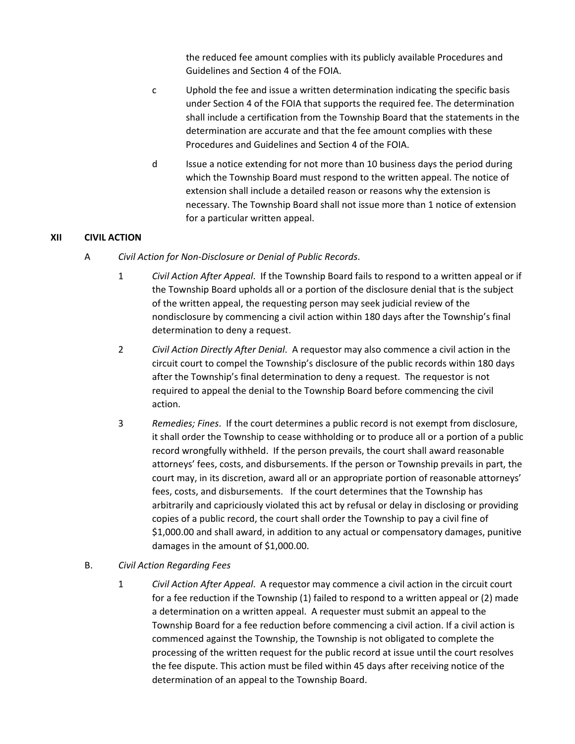the reduced fee amount complies with its publicly available Procedures and Guidelines and Section 4 of the FOIA.

c Uphold the fee and issue a written determination indicating the specific basis under Section 4 of the FOIA that supports the required fee. The determination shall include a certification from the Township Board that the statements in the determination are accurate and that the fee amount complies with these Procedures and Guidelines and Section 4 of the FOIA.

d Issue a notice extending for not more than 10 business days the period during which the Township Board must respond to the written appeal. The notice of extension shall include a detailed reason or reasons why the extension is necessary. The Township Board shall not issue more than 1 notice of extension for a particular written appeal.

## XII CIVIL ACTION

A *Civil Action for Non-Disclosure or Denial of Public Records*.

1 *Civil Action After Appeal*. If the Township Board fails to respond to a written appeal or if the Township Board upholds all or a portion of the disclosure denial that is the subject of the written appeal, the requesting person may seek judicial review of the nondisclosure by commencing a civil action within 180 days after the Township's final determination to deny a request.

2 *Civil Action Directly After Denial*. A requestor may also commence a civil action in the circuit court to compel the Township's disclosure of the public records within 180 days after the Township's final determination to deny a request. The requestor is not required to appeal the denial to the Township Board before commencing the civil action.

3 *Remedies; Fines*. If the court determines a public record is not exempt from disclosure, it shall order the Township to cease withholding or to produce all or a portion of a public record wrongfully withheld. If the person prevails, the court shall award reasonable attorneys' fees, costs, and disbursements. If the person or Township prevails in part, the court may, in its discretion, award all or an appropriate portion of reasonable attorneys' fees, costs, and disbursements. If the court determines that the Township has arbitrarily and capriciously violated this act by refusal or delay in disclosing or providing copies of a public record, the court shall order the Township to pay a civil fine of $1,000.00 and shall award, in addition to any actual or compensatory damages, punitive damages in the amount of $1,000.00.

B. *Civil Action Regarding Fees*

1 *Civil Action After Appeal*. A requestor may commence a civil action in the circuit court for a fee reduction if the Township (1) failed to respond to a written appeal or (2) made a determination on a written appeal. A requester must submit an appeal to the Township Board for a fee reduction before commencing a civil action. If a civil action is commenced against the Township, the Township is not obligated to complete the processing of the written request for the public record at issue until the court resolves the fee dispute. This action must be filed within 45 days after receiving notice of the determination of an appeal to the Township Board.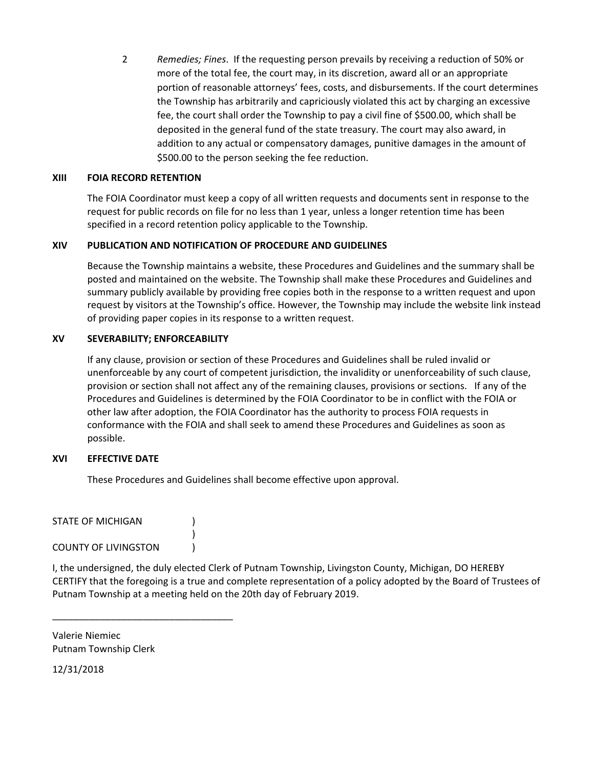2 *Remedies; Fines*. If the requesting person prevails by receiving a reduction of 50% or more of the total fee, the court may, in its discretion, award all or an appropriate portion of reasonable attorneys' fees, costs, and disbursements. If the court determines the Township has arbitrarily and capriciously violated this act by charging an excessive fee, the court shall order the Township to pay a civil fine of $500.00, which shall be deposited in the general fund of the state treasury. The court may also award, in addition to any actual or compensatory damages, punitive damages in the amount of $500.00 to the person seeking the fee reduction.

## XIII FOIA RECORD RETENTION

The FOIA Coordinator must keep a copy of all written requests and documents sent in response to the request for public records on file for no less than 1 year, unless a longer retention time has been specified in a record retention policy applicable to the Township.

## XIV PUBLICATION AND NOTIFICATION OF PROCEDURE AND GUIDELINES

Because the Township maintains a website, these Procedures and Guidelines and the summary shall be posted and maintained on the website. The Township shall make these Procedures and Guidelines and summary publicly available by providing free copies both in the response to a written request and upon request by visitors at the Township's office. However, the Township may include the website link instead of providing paper copies in its response to a written request.

## XV SEVERABILITY; ENFORCEABILITY

If any clause, provision or section of these Procedures and Guidelines shall be ruled invalid or unenforceable by any court of competent jurisdiction, the invalidity or unenforceability of such clause, provision or section shall not affect any of the remaining clauses, provisions or sections. If any of the Procedures and Guidelines is determined by the FOIA Coordinator to be in conflict with the FOIA or other law after adoption, the FOIA Coordinator has the authority to process FOIA requests in conformance with the FOIA and shall seek to amend these Procedures and Guidelines as soon as possible.

## XVI EFFECTIVE DATE

These Procedures and Guidelines shall become effective upon approval.

STATE OF MICHIGAN )
)
COUNTY OF LIVINGSTON )

I, the undersigned, the duly elected Clerk of Putnam Township, Livingston County, Michigan, DO HEREBY CERTIFY that the foregoing is a true and complete representation of a policy adopted by the Board of Trustees of Putnam Township at a meeting held on the 20th day of February 2019.

___________________________________

Valerie Niemiec
Putnam Township Clerk

12/31/2018